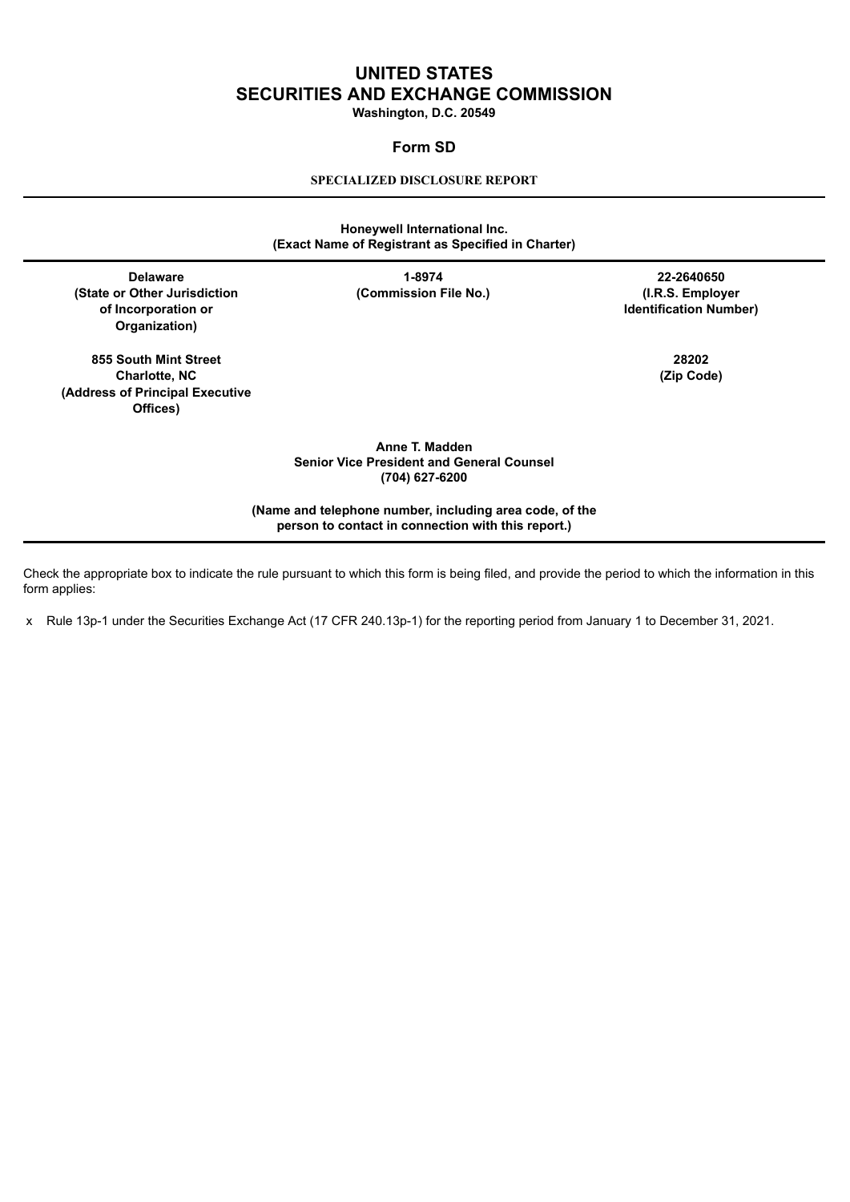# UNITED STATES
# SECURITIES AND EXCHANGE COMMISSION

**Washington, D.C. 20549**

## Form SD

**SPECIALIZED DISCLOSURE REPORT**

---

**Honeywell International Inc.**
**(Exact Name of Registrant as Specified in Charter)**

---

| Delaware | 1-8974 | 22-2640650 |
|---|---|---|
| (State or Other Jurisdiction of Incorporation or Organization) | (Commission File No.) | (I.R.S. Employer Identification Number) |

| 855 South Mint Street Charlotte, NC | 28202 |
|---|---|
| (Address of Principal Executive Offices) | (Zip Code) |

**Anne T. Madden**
**Senior Vice President and General Counsel**
**(704) 627-6200**

**(Name and telephone number, including area code, of the person to contact in connection with this report.)**

---

Check the appropriate box to indicate the rule pursuant to which this form is being filed, and provide the period to which the information in this form applies:

x Rule 13p-1 under the Securities Exchange Act (17 CFR 240.13p-1) for the reporting period from January 1 to December 31, 2021.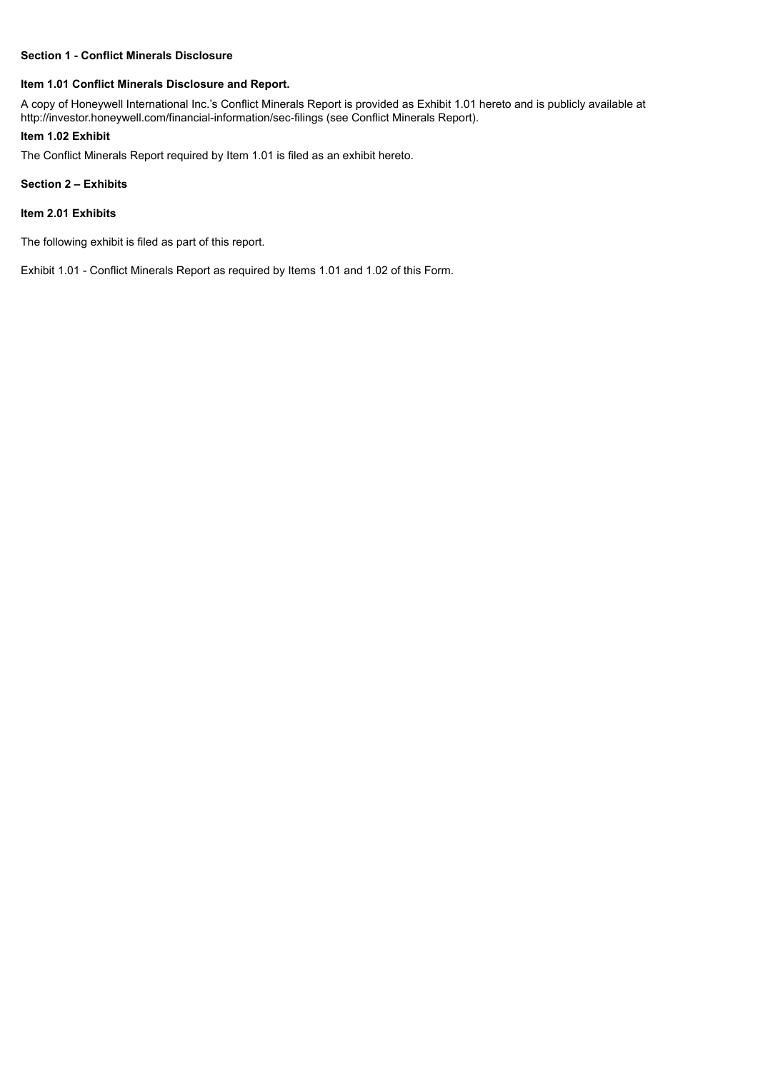**Section 1 - Conflict Minerals Disclosure**

**Item 1.01 Conflict Minerals Disclosure and Report.**

A copy of Honeywell International Inc.'s Conflict Minerals Report is provided as Exhibit 1.01 hereto and is publicly available at http://investor.honeywell.com/financial-information/sec-filings (see Conflict Minerals Report).

**Item 1.02 Exhibit**

The Conflict Minerals Report required by Item 1.01 is filed as an exhibit hereto.

**Section 2 – Exhibits**

**Item 2.01 Exhibits**

The following exhibit is filed as part of this report.

Exhibit 1.01 - Conflict Minerals Report as required by Items 1.01 and 1.02 of this Form.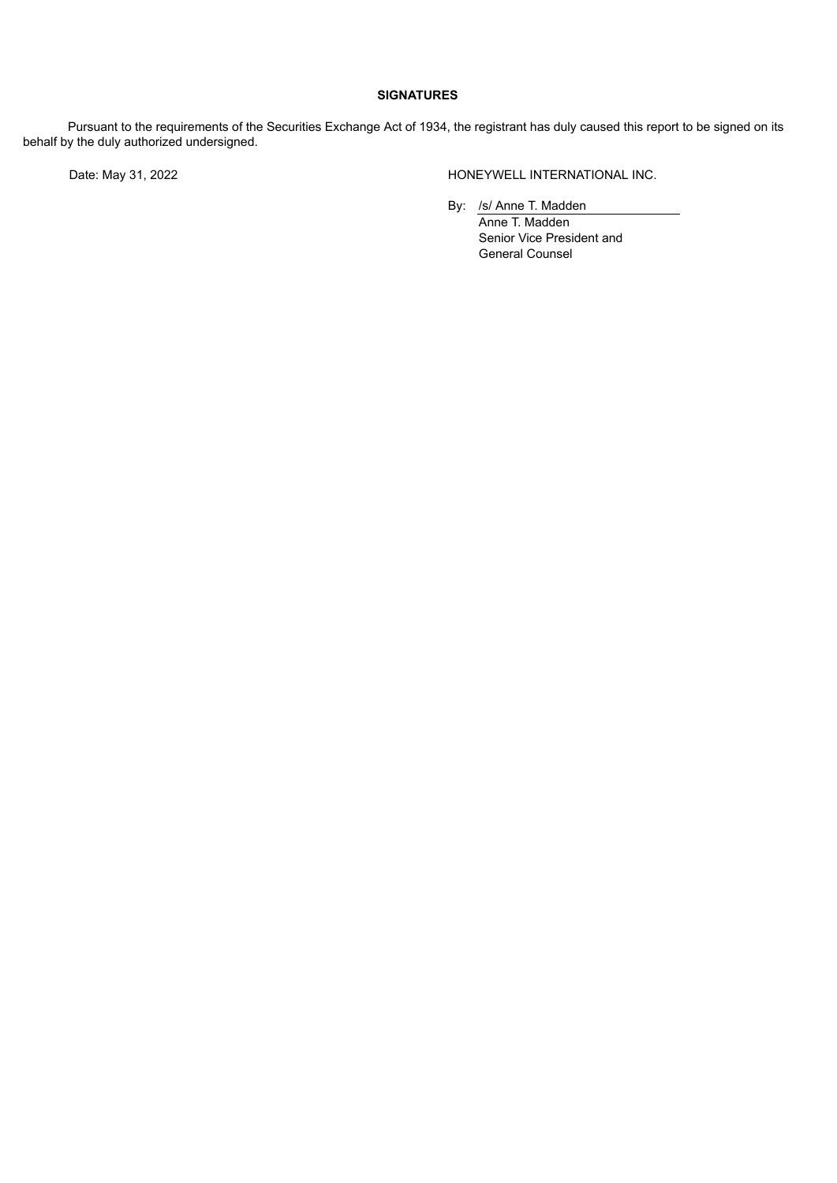**SIGNATURES**

Pursuant to the requirements of the Securities Exchange Act of 1934, the registrant has duly caused this report to be signed on its behalf by the duly authorized undersigned.

Date: May 31, 2022

HONEYWELL INTERNATIONAL INC.

By: /s/ Anne T. Madden
Anne T. Madden
Senior Vice President and
General Counsel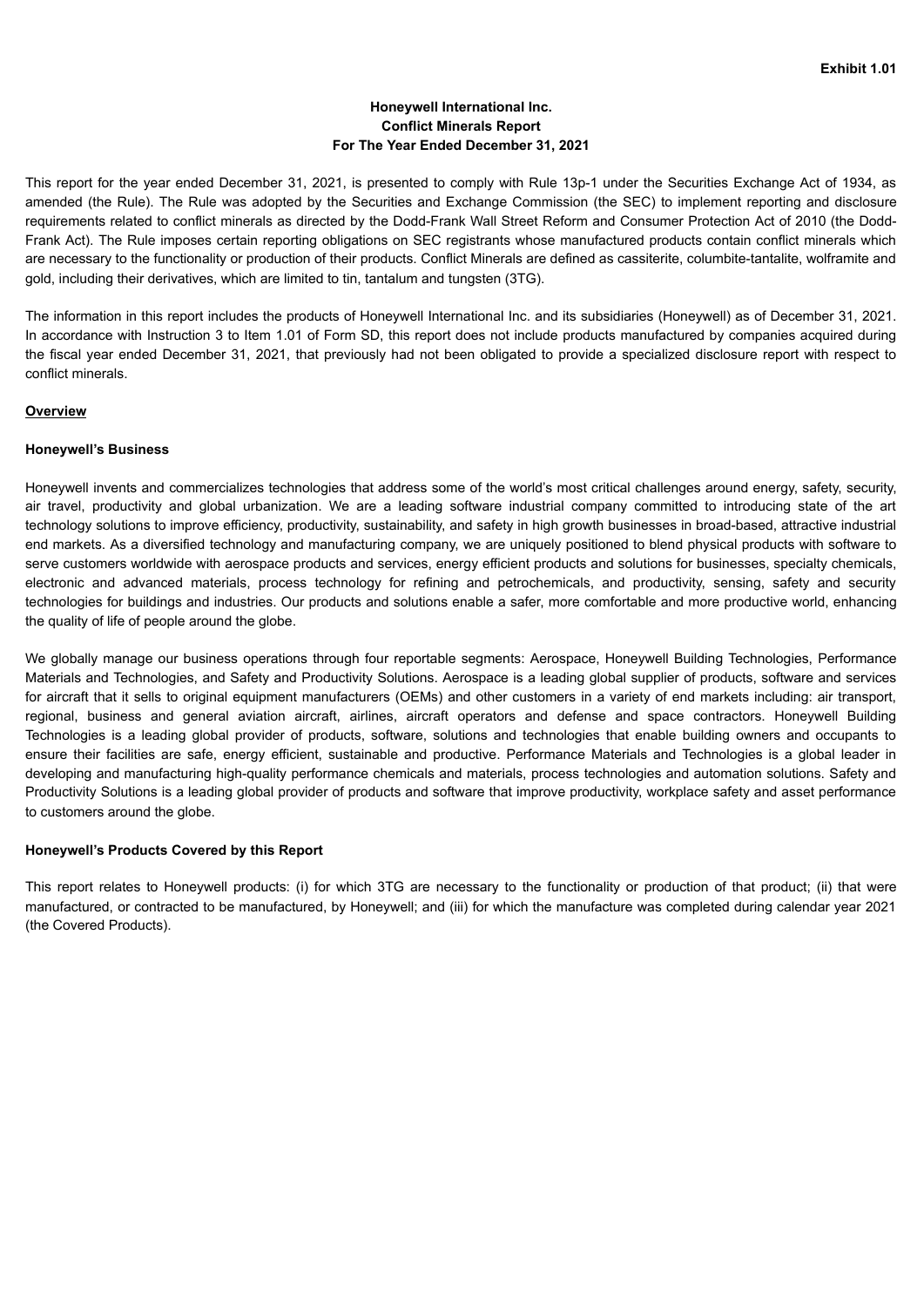**Exhibit 1.01**

# Honeywell International Inc.
# Conflict Minerals Report
# For The Year Ended December 31, 2021

This report for the year ended December 31, 2021, is presented to comply with Rule 13p-1 under the Securities Exchange Act of 1934, as amended (the Rule). The Rule was adopted by the Securities and Exchange Commission (the SEC) to implement reporting and disclosure requirements related to conflict minerals as directed by the Dodd-Frank Wall Street Reform and Consumer Protection Act of 2010 (the Dodd-Frank Act). The Rule imposes certain reporting obligations on SEC registrants whose manufactured products contain conflict minerals which are necessary to the functionality or production of their products. Conflict Minerals are defined as cassiterite, columbite-tantalite, wolframite and gold, including their derivatives, which are limited to tin, tantalum and tungsten (3TG).

The information in this report includes the products of Honeywell International Inc. and its subsidiaries (Honeywell) as of December 31, 2021. In accordance with Instruction 3 to Item 1.01 of Form SD, this report does not include products manufactured by companies acquired during the fiscal year ended December 31, 2021, that previously had not been obligated to provide a specialized disclosure report with respect to conflict minerals.

## Overview

### Honeywell's Business

Honeywell invents and commercializes technologies that address some of the world's most critical challenges around energy, safety, security, air travel, productivity and global urbanization. We are a leading software industrial company committed to introducing state of the art technology solutions to improve efficiency, productivity, sustainability, and safety in high growth businesses in broad-based, attractive industrial end markets. As a diversified technology and manufacturing company, we are uniquely positioned to blend physical products with software to serve customers worldwide with aerospace products and services, energy efficient products and solutions for businesses, specialty chemicals, electronic and advanced materials, process technology for refining and petrochemicals, and productivity, sensing, safety and security technologies for buildings and industries. Our products and solutions enable a safer, more comfortable and more productive world, enhancing the quality of life of people around the globe.

We globally manage our business operations through four reportable segments: Aerospace, Honeywell Building Technologies, Performance Materials and Technologies, and Safety and Productivity Solutions. Aerospace is a leading global supplier of products, software and services for aircraft that it sells to original equipment manufacturers (OEMs) and other customers in a variety of end markets including: air transport, regional, business and general aviation aircraft, airlines, aircraft operators and defense and space contractors. Honeywell Building Technologies is a leading global provider of products, software, solutions and technologies that enable building owners and occupants to ensure their facilities are safe, energy efficient, sustainable and productive. Performance Materials and Technologies is a global leader in developing and manufacturing high-quality performance chemicals and materials, process technologies and automation solutions. Safety and Productivity Solutions is a leading global provider of products and software that improve productivity, workplace safety and asset performance to customers around the globe.

### Honeywell's Products Covered by this Report

This report relates to Honeywell products: (i) for which 3TG are necessary to the functionality or production of that product; (ii) that were manufactured, or contracted to be manufactured, by Honeywell; and (iii) for which the manufacture was completed during calendar year 2021 (the Covered Products).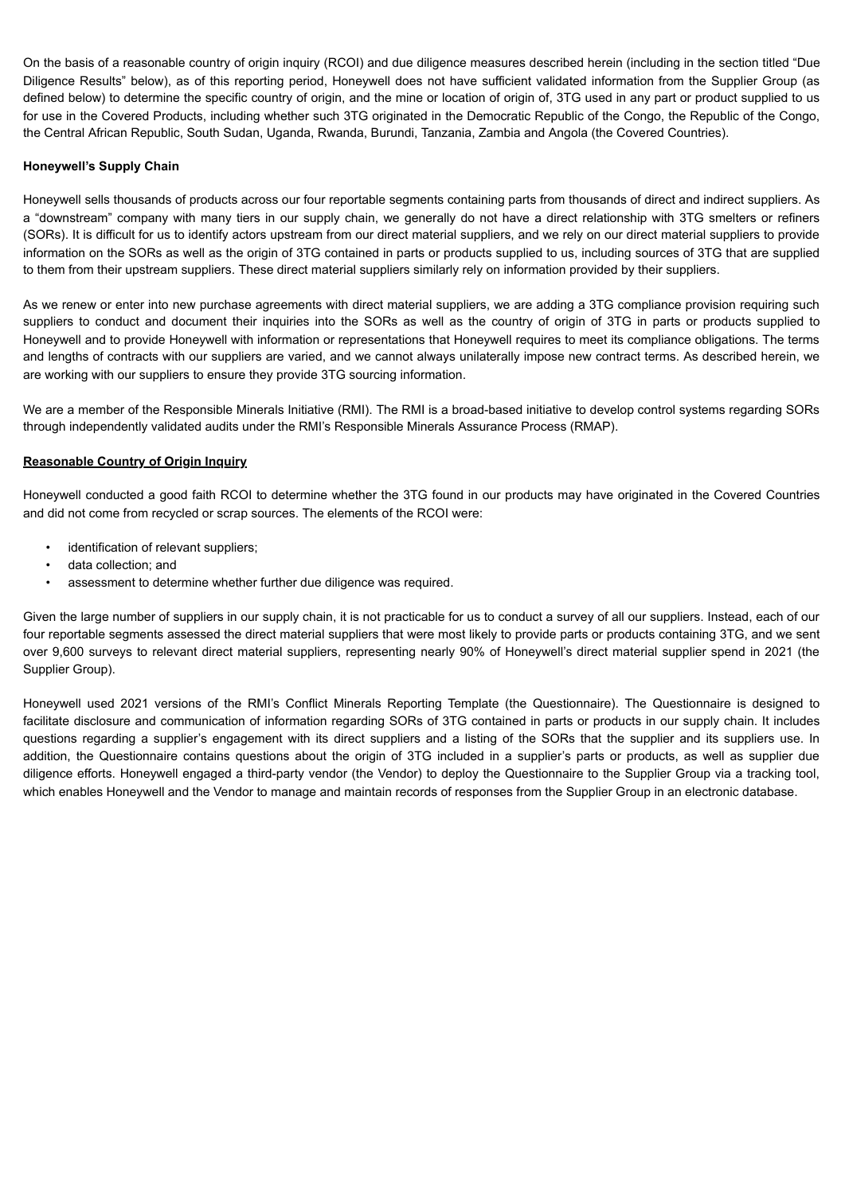On the basis of a reasonable country of origin inquiry (RCOI) and due diligence measures described herein (including in the section titled "Due Diligence Results" below), as of this reporting period, Honeywell does not have sufficient validated information from the Supplier Group (as defined below) to determine the specific country of origin, and the mine or location of origin of, 3TG used in any part or product supplied to us for use in the Covered Products, including whether such 3TG originated in the Democratic Republic of the Congo, the Republic of the Congo, the Central African Republic, South Sudan, Uganda, Rwanda, Burundi, Tanzania, Zambia and Angola (the Covered Countries).

**Honeywell's Supply Chain**

Honeywell sells thousands of products across our four reportable segments containing parts from thousands of direct and indirect suppliers. As a "downstream" company with many tiers in our supply chain, we generally do not have a direct relationship with 3TG smelters or refiners (SORs). It is difficult for us to identify actors upstream from our direct material suppliers, and we rely on our direct material suppliers to provide information on the SORs as well as the origin of 3TG contained in parts or products supplied to us, including sources of 3TG that are supplied to them from their upstream suppliers. These direct material suppliers similarly rely on information provided by their suppliers.

As we renew or enter into new purchase agreements with direct material suppliers, we are adding a 3TG compliance provision requiring such suppliers to conduct and document their inquiries into the SORs as well as the country of origin of 3TG in parts or products supplied to Honeywell and to provide Honeywell with information or representations that Honeywell requires to meet its compliance obligations. The terms and lengths of contracts with our suppliers are varied, and we cannot always unilaterally impose new contract terms. As described herein, we are working with our suppliers to ensure they provide 3TG sourcing information.

We are a member of the Responsible Minerals Initiative (RMI). The RMI is a broad-based initiative to develop control systems regarding SORs through independently validated audits under the RMI's Responsible Minerals Assurance Process (RMAP).

**Reasonable Country of Origin Inquiry**

Honeywell conducted a good faith RCOI to determine whether the 3TG found in our products may have originated in the Covered Countries and did not come from recycled or scrap sources. The elements of the RCOI were:

- identification of relevant suppliers;
- data collection; and
- assessment to determine whether further due diligence was required.

Given the large number of suppliers in our supply chain, it is not practicable for us to conduct a survey of all our suppliers. Instead, each of our four reportable segments assessed the direct material suppliers that were most likely to provide parts or products containing 3TG, and we sent over 9,600 surveys to relevant direct material suppliers, representing nearly 90% of Honeywell's direct material supplier spend in 2021 (the Supplier Group).

Honeywell used 2021 versions of the RMI's Conflict Minerals Reporting Template (the Questionnaire). The Questionnaire is designed to facilitate disclosure and communication of information regarding SORs of 3TG contained in parts or products in our supply chain. It includes questions regarding a supplier's engagement with its direct suppliers and a listing of the SORs that the supplier and its suppliers use. In addition, the Questionnaire contains questions about the origin of 3TG included in a supplier's parts or products, as well as supplier due diligence efforts. Honeywell engaged a third-party vendor (the Vendor) to deploy the Questionnaire to the Supplier Group via a tracking tool, which enables Honeywell and the Vendor to manage and maintain records of responses from the Supplier Group in an electronic database.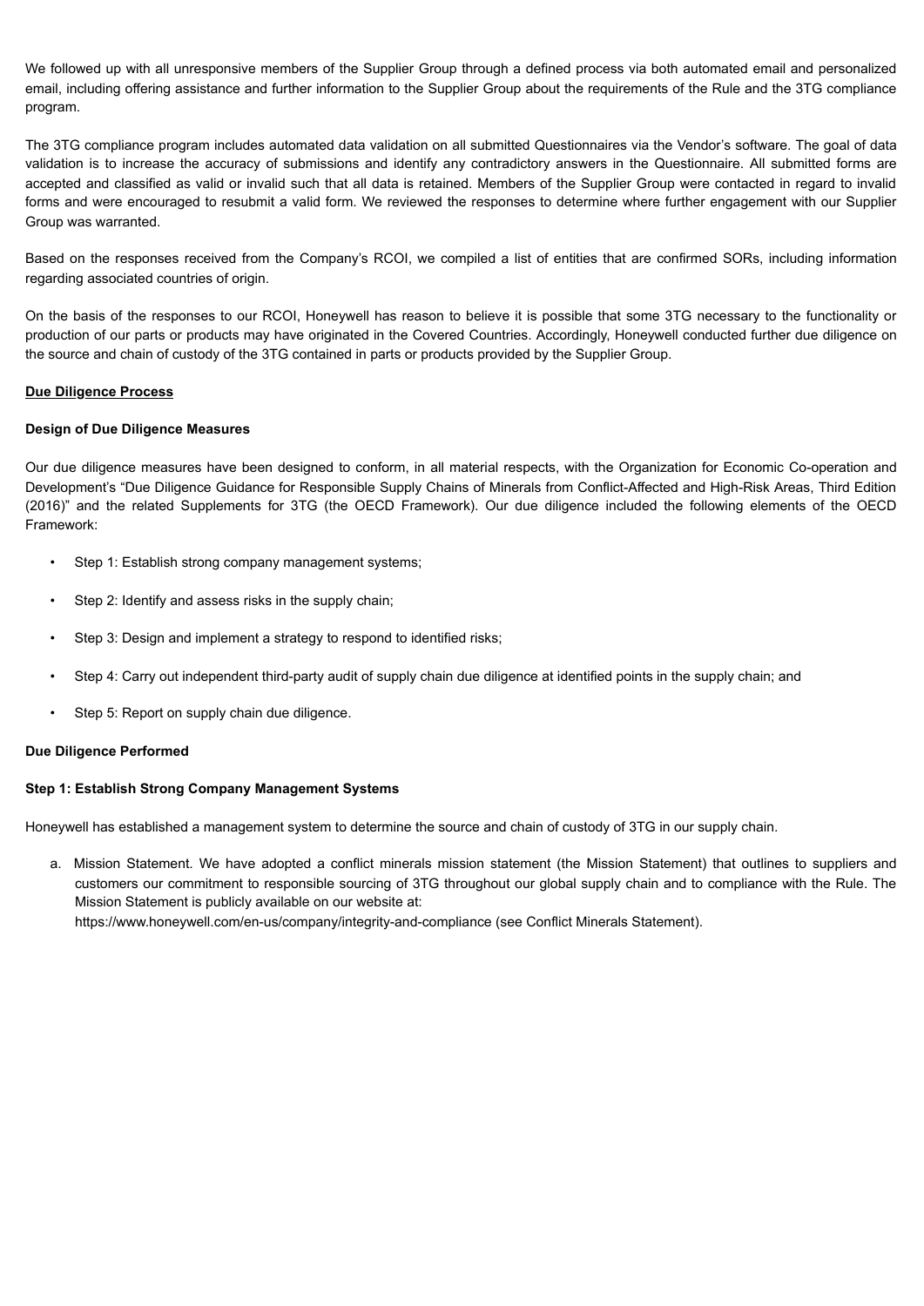We followed up with all unresponsive members of the Supplier Group through a defined process via both automated email and personalized email, including offering assistance and further information to the Supplier Group about the requirements of the Rule and the 3TG compliance program.

The 3TG compliance program includes automated data validation on all submitted Questionnaires via the Vendor's software. The goal of data validation is to increase the accuracy of submissions and identify any contradictory answers in the Questionnaire. All submitted forms are accepted and classified as valid or invalid such that all data is retained. Members of the Supplier Group were contacted in regard to invalid forms and were encouraged to resubmit a valid form. We reviewed the responses to determine where further engagement with our Supplier Group was warranted.

Based on the responses received from the Company's RCOI, we compiled a list of entities that are confirmed SORs, including information regarding associated countries of origin.

On the basis of the responses to our RCOI, Honeywell has reason to believe it is possible that some 3TG necessary to the functionality or production of our parts or products may have originated in the Covered Countries. Accordingly, Honeywell conducted further due diligence on the source and chain of custody of the 3TG contained in parts or products provided by the Supplier Group.

**Due Diligence Process**

**Design of Due Diligence Measures**

Our due diligence measures have been designed to conform, in all material respects, with the Organization for Economic Co-operation and Development's "Due Diligence Guidance for Responsible Supply Chains of Minerals from Conflict-Affected and High-Risk Areas, Third Edition (2016)" and the related Supplements for 3TG (the OECD Framework). Our due diligence included the following elements of the OECD Framework:

- Step 1: Establish strong company management systems;
- Step 2: Identify and assess risks in the supply chain;
- Step 3: Design and implement a strategy to respond to identified risks;
- Step 4: Carry out independent third-party audit of supply chain due diligence at identified points in the supply chain; and
- Step 5: Report on supply chain due diligence.

**Due Diligence Performed**

**Step 1: Establish Strong Company Management Systems**

Honeywell has established a management system to determine the source and chain of custody of 3TG in our supply chain.

a. Mission Statement. We have adopted a conflict minerals mission statement (the Mission Statement) that outlines to suppliers and customers our commitment to responsible sourcing of 3TG throughout our global supply chain and to compliance with the Rule. The Mission Statement is publicly available on our website at: https://www.honeywell.com/en-us/company/integrity-and-compliance (see Conflict Minerals Statement).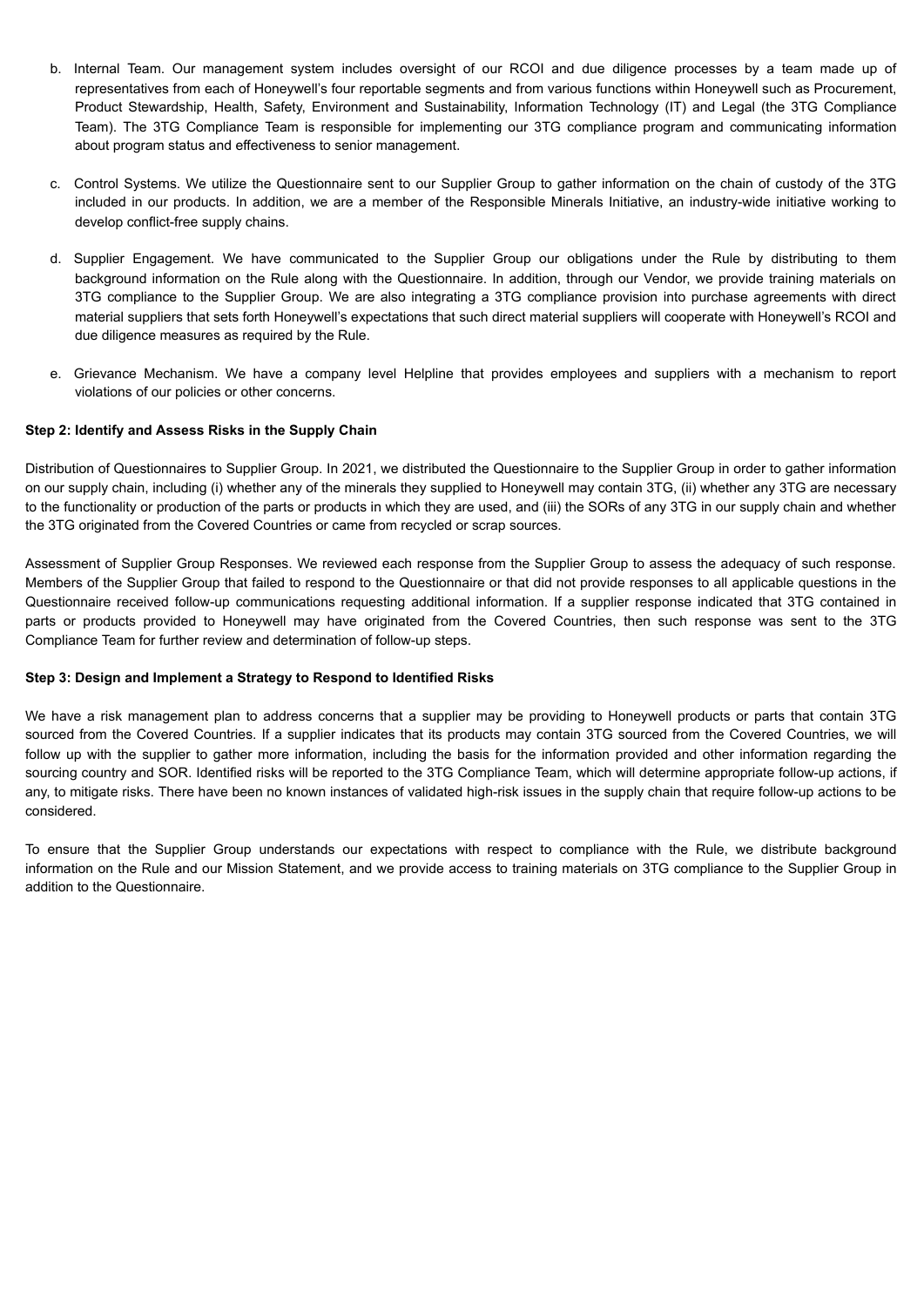b. Internal Team. Our management system includes oversight of our RCOI and due diligence processes by a team made up of representatives from each of Honeywell's four reportable segments and from various functions within Honeywell such as Procurement, Product Stewardship, Health, Safety, Environment and Sustainability, Information Technology (IT) and Legal (the 3TG Compliance Team). The 3TG Compliance Team is responsible for implementing our 3TG compliance program and communicating information about program status and effectiveness to senior management.

c. Control Systems. We utilize the Questionnaire sent to our Supplier Group to gather information on the chain of custody of the 3TG included in our products. In addition, we are a member of the Responsible Minerals Initiative, an industry-wide initiative working to develop conflict-free supply chains.

d. Supplier Engagement. We have communicated to the Supplier Group our obligations under the Rule by distributing to them background information on the Rule along with the Questionnaire. In addition, through our Vendor, we provide training materials on 3TG compliance to the Supplier Group. We are also integrating a 3TG compliance provision into purchase agreements with direct material suppliers that sets forth Honeywell's expectations that such direct material suppliers will cooperate with Honeywell's RCOI and due diligence measures as required by the Rule.

e. Grievance Mechanism. We have a company level Helpline that provides employees and suppliers with a mechanism to report violations of our policies or other concerns.

**Step 2: Identify and Assess Risks in the Supply Chain**

Distribution of Questionnaires to Supplier Group. In 2021, we distributed the Questionnaire to the Supplier Group in order to gather information on our supply chain, including (i) whether any of the minerals they supplied to Honeywell may contain 3TG, (ii) whether any 3TG are necessary to the functionality or production of the parts or products in which they are used, and (iii) the SORs of any 3TG in our supply chain and whether the 3TG originated from the Covered Countries or came from recycled or scrap sources.

Assessment of Supplier Group Responses. We reviewed each response from the Supplier Group to assess the adequacy of such response. Members of the Supplier Group that failed to respond to the Questionnaire or that did not provide responses to all applicable questions in the Questionnaire received follow-up communications requesting additional information. If a supplier response indicated that 3TG contained in parts or products provided to Honeywell may have originated from the Covered Countries, then such response was sent to the 3TG Compliance Team for further review and determination of follow-up steps.

**Step 3: Design and Implement a Strategy to Respond to Identified Risks**

We have a risk management plan to address concerns that a supplier may be providing to Honeywell products or parts that contain 3TG sourced from the Covered Countries. If a supplier indicates that its products may contain 3TG sourced from the Covered Countries, we will follow up with the supplier to gather more information, including the basis for the information provided and other information regarding the sourcing country and SOR. Identified risks will be reported to the 3TG Compliance Team, which will determine appropriate follow-up actions, if any, to mitigate risks. There have been no known instances of validated high-risk issues in the supply chain that require follow-up actions to be considered.

To ensure that the Supplier Group understands our expectations with respect to compliance with the Rule, we distribute background information on the Rule and our Mission Statement, and we provide access to training materials on 3TG compliance to the Supplier Group in addition to the Questionnaire.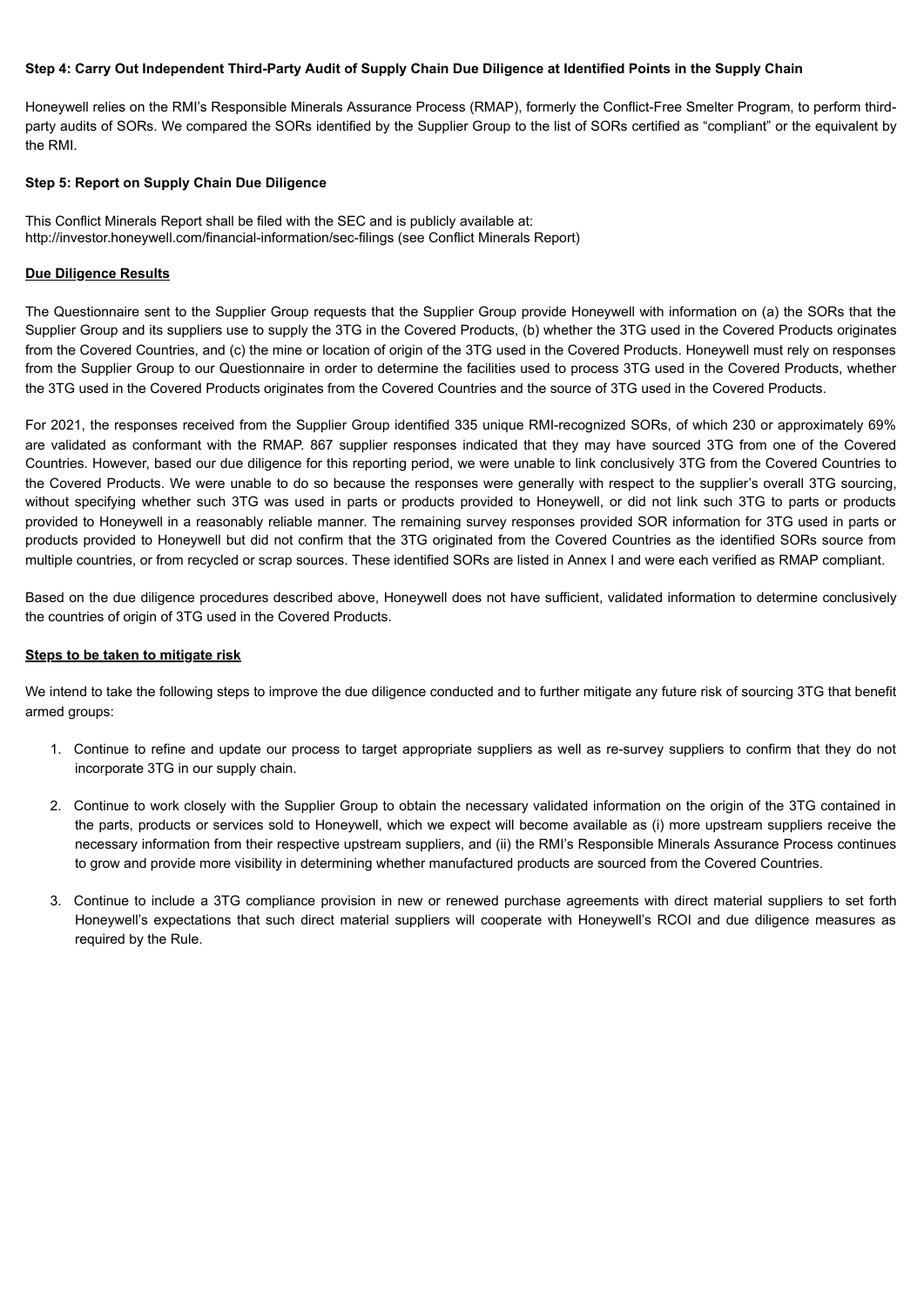**Step 4: Carry Out Independent Third-Party Audit of Supply Chain Due Diligence at Identified Points in the Supply Chain**

Honeywell relies on the RMI's Responsible Minerals Assurance Process (RMAP), formerly the Conflict-Free Smelter Program, to perform third-party audits of SORs. We compared the SORs identified by the Supplier Group to the list of SORs certified as "compliant" or the equivalent by the RMI.

**Step 5: Report on Supply Chain Due Diligence**

This Conflict Minerals Report shall be filed with the SEC and is publicly available at: http://investor.honeywell.com/financial-information/sec-filings (see Conflict Minerals Report)

**Due Diligence Results**

The Questionnaire sent to the Supplier Group requests that the Supplier Group provide Honeywell with information on (a) the SORs that the Supplier Group and its suppliers use to supply the 3TG in the Covered Products, (b) whether the 3TG used in the Covered Products originates from the Covered Countries, and (c) the mine or location of origin of the 3TG used in the Covered Products. Honeywell must rely on responses from the Supplier Group to our Questionnaire in order to determine the facilities used to process 3TG used in the Covered Products, whether the 3TG used in the Covered Products originates from the Covered Countries and the source of 3TG used in the Covered Products.

For 2021, the responses received from the Supplier Group identified 335 unique RMI-recognized SORs, of which 230 or approximately 69% are validated as conformant with the RMAP. 867 supplier responses indicated that they may have sourced 3TG from one of the Covered Countries. However, based our due diligence for this reporting period, we were unable to link conclusively 3TG from the Covered Countries to the Covered Products. We were unable to do so because the responses were generally with respect to the supplier's overall 3TG sourcing, without specifying whether such 3TG was used in parts or products provided to Honeywell, or did not link such 3TG to parts or products provided to Honeywell in a reasonably reliable manner. The remaining survey responses provided SOR information for 3TG used in parts or products provided to Honeywell but did not confirm that the 3TG originated from the Covered Countries as the identified SORs source from multiple countries, or from recycled or scrap sources. These identified SORs are listed in Annex I and were each verified as RMAP compliant.

Based on the due diligence procedures described above, Honeywell does not have sufficient, validated information to determine conclusively the countries of origin of 3TG used in the Covered Products.

**Steps to be taken to mitigate risk**

We intend to take the following steps to improve the due diligence conducted and to further mitigate any future risk of sourcing 3TG that benefit armed groups:

1. Continue to refine and update our process to target appropriate suppliers as well as re-survey suppliers to confirm that they do not incorporate 3TG in our supply chain.

2. Continue to work closely with the Supplier Group to obtain the necessary validated information on the origin of the 3TG contained in the parts, products or services sold to Honeywell, which we expect will become available as (i) more upstream suppliers receive the necessary information from their respective upstream suppliers, and (ii) the RMI's Responsible Minerals Assurance Process continues to grow and provide more visibility in determining whether manufactured products are sourced from the Covered Countries.

3. Continue to include a 3TG compliance provision in new or renewed purchase agreements with direct material suppliers to set forth Honeywell's expectations that such direct material suppliers will cooperate with Honeywell's RCOI and due diligence measures as required by the Rule.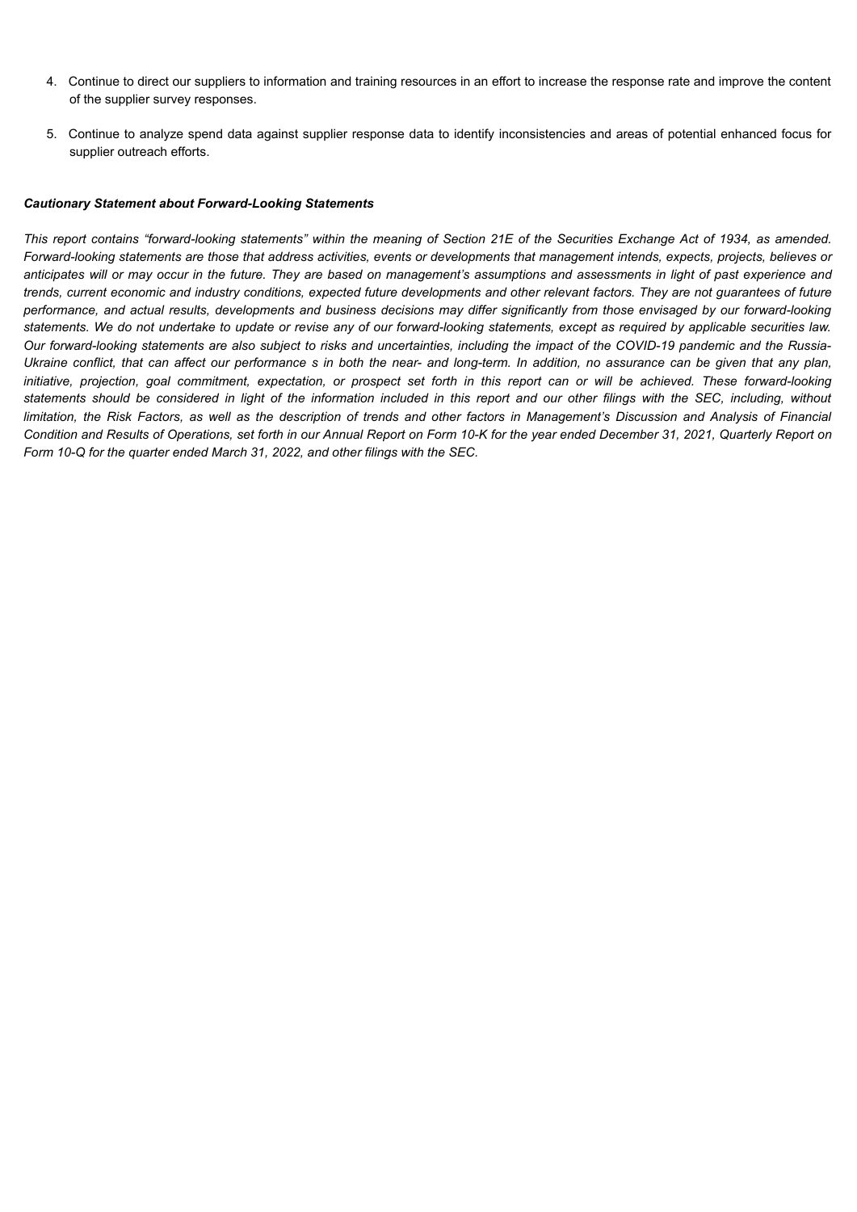4. Continue to direct our suppliers to information and training resources in an effort to increase the response rate and improve the content of the supplier survey responses.

5. Continue to analyze spend data against supplier response data to identify inconsistencies and areas of potential enhanced focus for supplier outreach efforts.

***Cautionary Statement about Forward-Looking Statements***

*This report contains "forward-looking statements" within the meaning of Section 21E of the Securities Exchange Act of 1934, as amended. Forward-looking statements are those that address activities, events or developments that management intends, expects, projects, believes or anticipates will or may occur in the future. They are based on management's assumptions and assessments in light of past experience and trends, current economic and industry conditions, expected future developments and other relevant factors. They are not guarantees of future performance, and actual results, developments and business decisions may differ significantly from those envisaged by our forward-looking statements. We do not undertake to update or revise any of our forward-looking statements, except as required by applicable securities law. Our forward-looking statements are also subject to risks and uncertainties, including the impact of the COVID-19 pandemic and the Russia-Ukraine conflict, that can affect our performance s in both the near- and long-term. In addition, no assurance can be given that any plan, initiative, projection, goal commitment, expectation, or prospect set forth in this report can or will be achieved. These forward-looking statements should be considered in light of the information included in this report and our other filings with the SEC, including, without limitation, the Risk Factors, as well as the description of trends and other factors in Management's Discussion and Analysis of Financial Condition and Results of Operations, set forth in our Annual Report on Form 10-K for the year ended December 31, 2021, Quarterly Report on Form 10-Q for the quarter ended March 31, 2022, and other filings with the SEC.*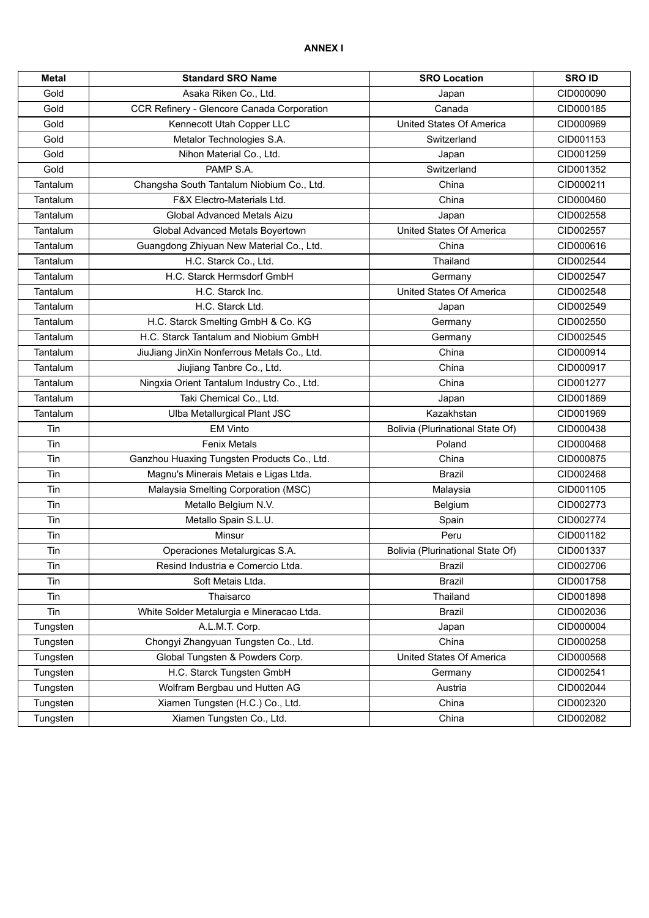**ANNEX I**

| Metal | Standard SRO Name | SRO Location | SRO ID |
|---|---|---|---|
| Gold | Asaka Riken Co., Ltd. | Japan | CID000090 |
| Gold | CCR Refinery - Glencore Canada Corporation | Canada | CID000185 |
| Gold | Kennecott Utah Copper LLC | United States Of America | CID000969 |
| Gold | Metalor Technologies S.A. | Switzerland | CID001153 |
| Gold | Nihon Material Co., Ltd. | Japan | CID001259 |
| Gold | PAMP S.A. | Switzerland | CID001352 |
| Tantalum | Changsha South Tantalum Niobium Co., Ltd. | China | CID000211 |
| Tantalum | F&X Electro-Materials Ltd. | China | CID000460 |
| Tantalum | Global Advanced Metals Aizu | Japan | CID002558 |
| Tantalum | Global Advanced Metals Boyertown | United States Of America | CID002557 |
| Tantalum | Guangdong Zhiyuan New Material Co., Ltd. | China | CID000616 |
| Tantalum | H.C. Starck Co., Ltd. | Thailand | CID002544 |
| Tantalum | H.C. Starck Hermsdorf GmbH | Germany | CID002547 |
| Tantalum | H.C. Starck Inc. | United States Of America | CID002548 |
| Tantalum | H.C. Starck Ltd. | Japan | CID002549 |
| Tantalum | H.C. Starck Smelting GmbH & Co. KG | Germany | CID002550 |
| Tantalum | H.C. Starck Tantalum and Niobium GmbH | Germany | CID002545 |
| Tantalum | JiuJiang JinXin Nonferrous Metals Co., Ltd. | China | CID000914 |
| Tantalum | Jiujiang Tanbre Co., Ltd. | China | CID000917 |
| Tantalum | Ningxia Orient Tantalum Industry Co., Ltd. | China | CID001277 |
| Tantalum | Taki Chemical Co., Ltd. | Japan | CID001869 |
| Tantalum | Ulba Metallurgical Plant JSC | Kazakhstan | CID001969 |
| Tin | EM Vinto | Bolivia (Plurinational State Of) | CID000438 |
| Tin | Fenix Metals | Poland | CID000468 |
| Tin | Ganzhou Huaxing Tungsten Products Co., Ltd. | China | CID000875 |
| Tin | Magnu's Minerais Metais e Ligas Ltda. | Brazil | CID002468 |
| Tin | Malaysia Smelting Corporation (MSC) | Malaysia | CID001105 |
| Tin | Metallo Belgium N.V. | Belgium | CID002773 |
| Tin | Metallo Spain S.L.U. | Spain | CID002774 |
| Tin | Minsur | Peru | CID001182 |
| Tin | Operaciones Metalurgicas S.A. | Bolivia (Plurinational State Of) | CID001337 |
| Tin | Resind Industria e Comercio Ltda. | Brazil | CID002706 |
| Tin | Soft Metais Ltda. | Brazil | CID001758 |
| Tin | Thaisarco | Thailand | CID001898 |
| Tin | White Solder Metalurgia e Mineracao Ltda. | Brazil | CID002036 |
| Tungsten | A.L.M.T. Corp. | Japan | CID000004 |
| Tungsten | Chongyi Zhangyuan Tungsten Co., Ltd. | China | CID000258 |
| Tungsten | Global Tungsten & Powders Corp. | United States Of America | CID000568 |
| Tungsten | H.C. Starck Tungsten GmbH | Germany | CID002541 |
| Tungsten | Wolfram Bergbau und Hutten AG | Austria | CID002044 |
| Tungsten | Xiamen Tungsten (H.C.) Co., Ltd. | China | CID002320 |
| Tungsten | Xiamen Tungsten Co., Ltd. | China | CID002082 |